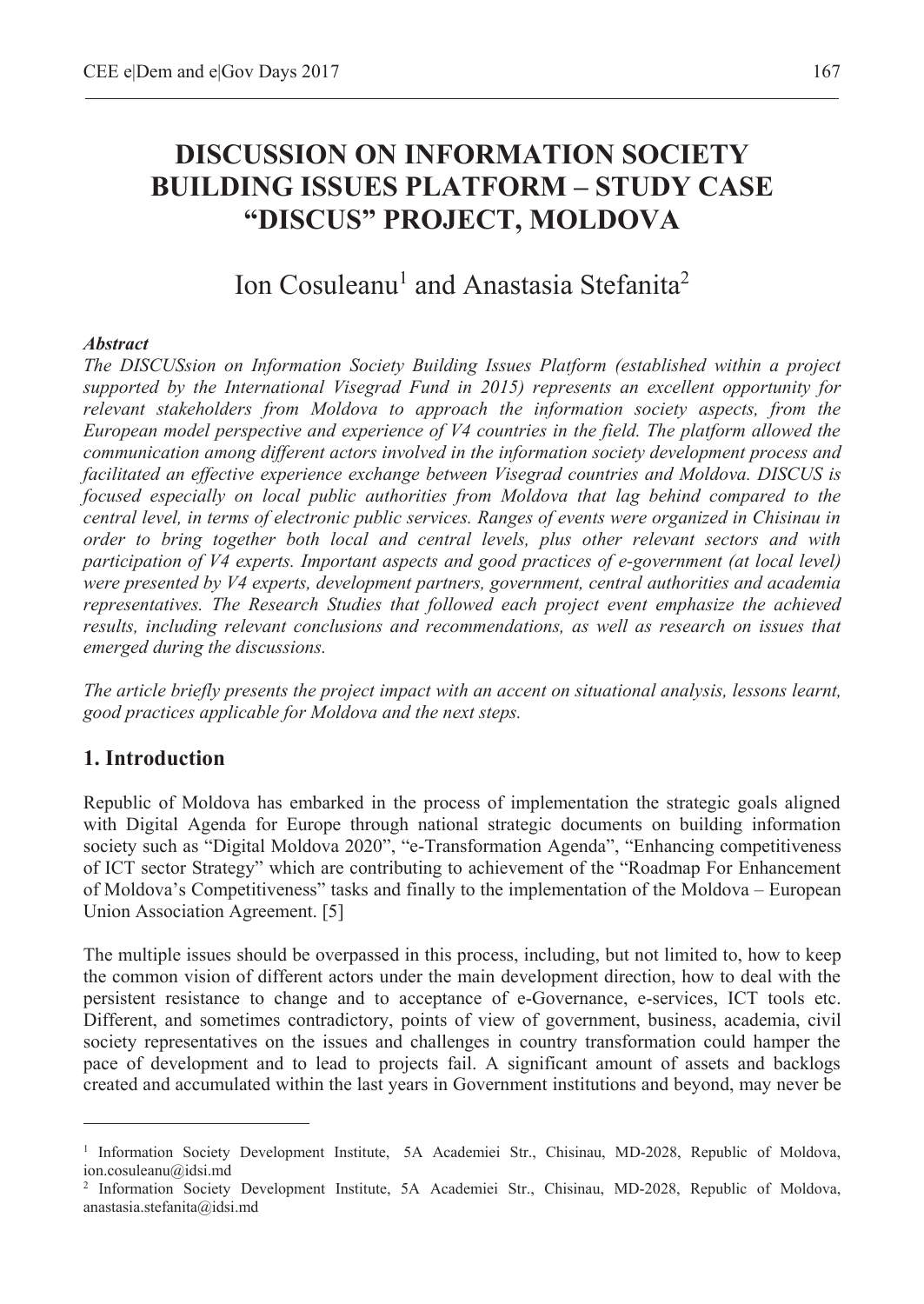# DISCUSSION ON INFORMATION SOCIETY BUILDING ISSUES PLATFORM – STUDY CASE "DISCUS" PROJECT, MOLDOVA

Ion Cosuleanu[1] and Anastasia Stefanita[2]

***Abstract***

*The DISCUSsion on Information Society Building Issues Platform (established within a project supported by the International Visegrad Fund in 2015) represents an excellent opportunity for relevant stakeholders from Moldova to approach the information society aspects, from the European model perspective and experience of V4 countries in the field. The platform allowed the communication among different actors involved in the information society development process and facilitated an effective experience exchange between Visegrad countries and Moldova. DISCUS is focused especially on local public authorities from Moldova that lag behind compared to the central level, in terms of electronic public services. Ranges of events were organized in Chisinau in order to bring together both local and central levels, plus other relevant sectors and with participation of V4 experts. Important aspects and good practices of e-government (at local level) were presented by V4 experts, development partners, government, central authorities and academia representatives. The Research Studies that followed each project event emphasize the achieved results, including relevant conclusions and recommendations, as well as research on issues that emerged during the discussions.*

*The article briefly presents the project impact with an accent on situational analysis, lessons learnt, good practices applicable for Moldova and the next steps.*

## 1. Introduction

Republic of Moldova has embarked in the process of implementation the strategic goals aligned with Digital Agenda for Europe through national strategic documents on building information society such as "Digital Moldova 2020", "e-Transformation Agenda", "Enhancing competitiveness of ICT sector Strategy" which are contributing to achievement of the "Roadmap For Enhancement of Moldova's Competitiveness" tasks and finally to the implementation of the Moldova – European Union Association Agreement. [5]

The multiple issues should be overpassed in this process, including, but not limited to, how to keep the common vision of different actors under the main development direction, how to deal with the persistent resistance to change and to acceptance of e-Governance, e-services, ICT tools etc. Different, and sometimes contradictory, points of view of government, business, academia, civil society representatives on the issues and challenges in country transformation could hamper the pace of development and to lead to projects fail. A significant amount of assets and backlogs created and accumulated within the last years in Government institutions and beyond, may never be

---

[1] Information Society Development Institute, 5A Academiei Str., Chisinau, MD-2028, Republic of Moldova, ion.cosuleanu@idsi.md

[2] Information Society Development Institute, 5A Academiei Str., Chisinau, MD-2028, Republic of Moldova, anastasia.stefanita@idsi.md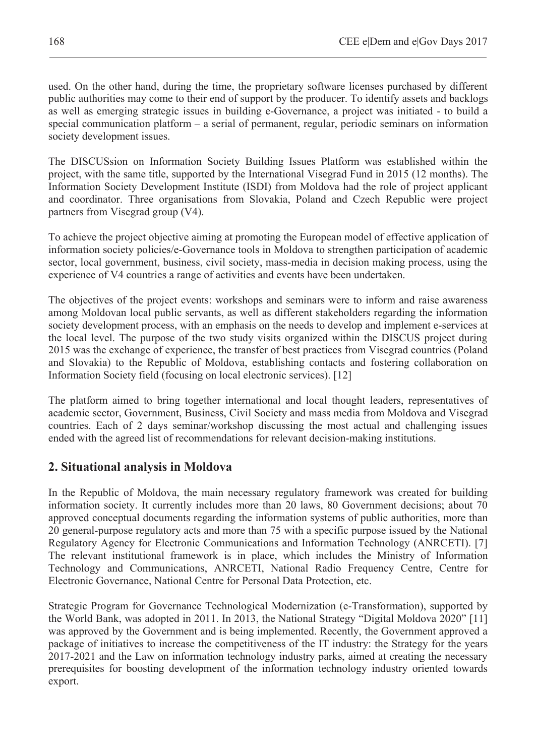used. On the other hand, during the time, the proprietary software licenses purchased by different public authorities may come to their end of support by the producer. To identify assets and backlogs as well as emerging strategic issues in building e-Governance, a project was initiated - to build a special communication platform – a serial of permanent, regular, periodic seminars on information society development issues.

The DISCUSsion on Information Society Building Issues Platform was established within the project, with the same title, supported by the International Visegrad Fund in 2015 (12 months). The Information Society Development Institute (ISDI) from Moldova had the role of project applicant and coordinator. Three organisations from Slovakia, Poland and Czech Republic were project partners from Visegrad group (V4).

To achieve the project objective aiming at promoting the European model of effective application of information society policies/e-Governance tools in Moldova to strengthen participation of academic sector, local government, business, civil society, mass-media in decision making process, using the experience of V4 countries a range of activities and events have been undertaken.

The objectives of the project events: workshops and seminars were to inform and raise awareness among Moldovan local public servants, as well as different stakeholders regarding the information society development process, with an emphasis on the needs to develop and implement e-services at the local level. The purpose of the two study visits organized within the DISCUS project during 2015 was the exchange of experience, the transfer of best practices from Visegrad countries (Poland and Slovakia) to the Republic of Moldova, establishing contacts and fostering collaboration on Information Society field (focusing on local electronic services). [12]

The platform aimed to bring together international and local thought leaders, representatives of academic sector, Government, Business, Civil Society and mass media from Moldova and Visegrad countries. Each of 2 days seminar/workshop discussing the most actual and challenging issues ended with the agreed list of recommendations for relevant decision-making institutions.

## 2. Situational analysis in Moldova

In the Republic of Moldova, the main necessary regulatory framework was created for building information society. It currently includes more than 20 laws, 80 Government decisions; about 70 approved conceptual documents regarding the information systems of public authorities, more than 20 general-purpose regulatory acts and more than 75 with a specific purpose issued by the National Regulatory Agency for Electronic Communications and Information Technology (ANRCETI). [7] The relevant institutional framework is in place, which includes the Ministry of Information Technology and Communications, ANRCETI, National Radio Frequency Centre, Centre for Electronic Governance, National Centre for Personal Data Protection, etc.

Strategic Program for Governance Technological Modernization (e-Transformation), supported by the World Bank, was adopted in 2011. In 2013, the National Strategy "Digital Moldova 2020" [11] was approved by the Government and is being implemented. Recently, the Government approved a package of initiatives to increase the competitiveness of the IT industry: the Strategy for the years 2017-2021 and the Law on information technology industry parks, aimed at creating the necessary prerequisites for boosting development of the information technology industry oriented towards export.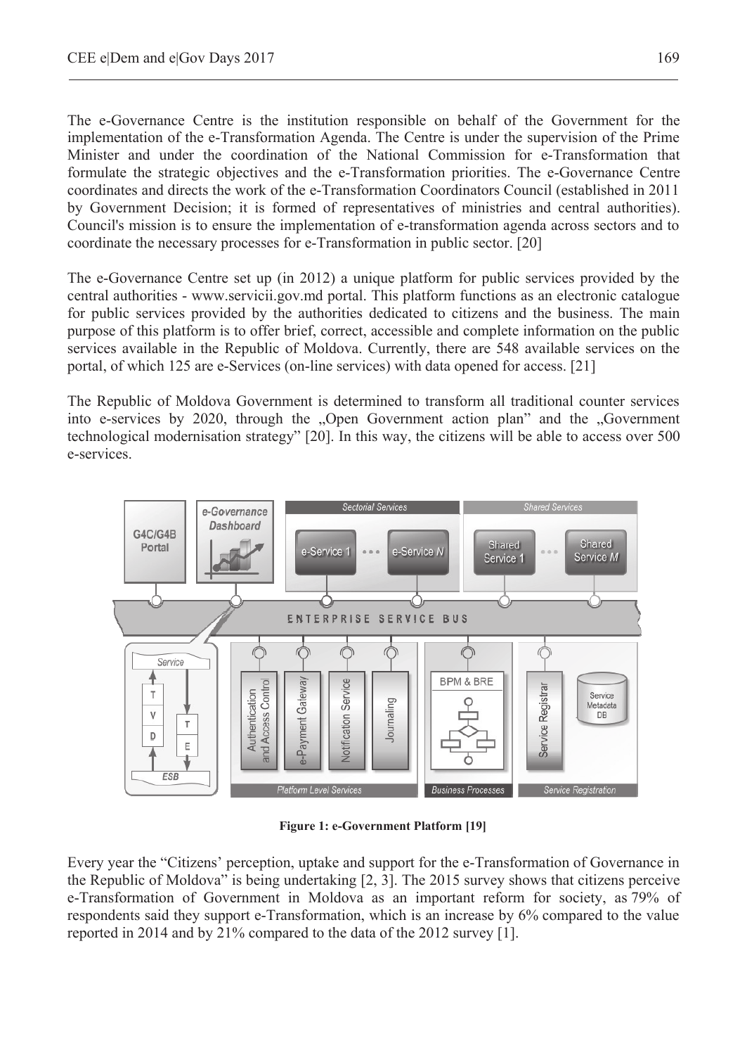The e-Governance Centre is the institution responsible on behalf of the Government for the implementation of the e-Transformation Agenda. The Centre is under the supervision of the Prime Minister and under the coordination of the National Commission for e-Transformation that formulate the strategic objectives and the e-Transformation priorities. The e-Governance Centre coordinates and directs the work of the e-Transformation Coordinators Council (established in 2011 by Government Decision; it is formed of representatives of ministries and central authorities). Council's mission is to ensure the implementation of e-transformation agenda across sectors and to coordinate the necessary processes for e-Transformation in public sector. [20]

The e-Governance Centre set up (in 2012) a unique platform for public services provided by the central authorities - www.servicii.gov.md portal. This platform functions as an electronic catalogue for public services provided by the authorities dedicated to citizens and the business. The main purpose of this platform is to offer brief, correct, accessible and complete information on the public services available in the Republic of Moldova. Currently, there are 548 available services on the portal, of which 125 are e-Services (on-line services) with data opened for access. [21]

The Republic of Moldova Government is determined to transform all traditional counter services into e-services by 2020, through the „Open Government action plan" and the „Government technological modernisation strategy" [20]. In this way, the citizens will be able to access over 500 e-services.

**Figure 1: e-Government Platform [19]**

Every year the "Citizens' perception, uptake and support for the e-Transformation of Governance in the Republic of Moldova" is being undertaking [2, 3]. The 2015 survey shows that citizens perceive e-Transformation of Government in Moldova as an important reform for society, as 79% of respondents said they support e-Transformation, which is an increase by 6% compared to the value reported in 2014 and by 21% compared to the data of the 2012 survey [1].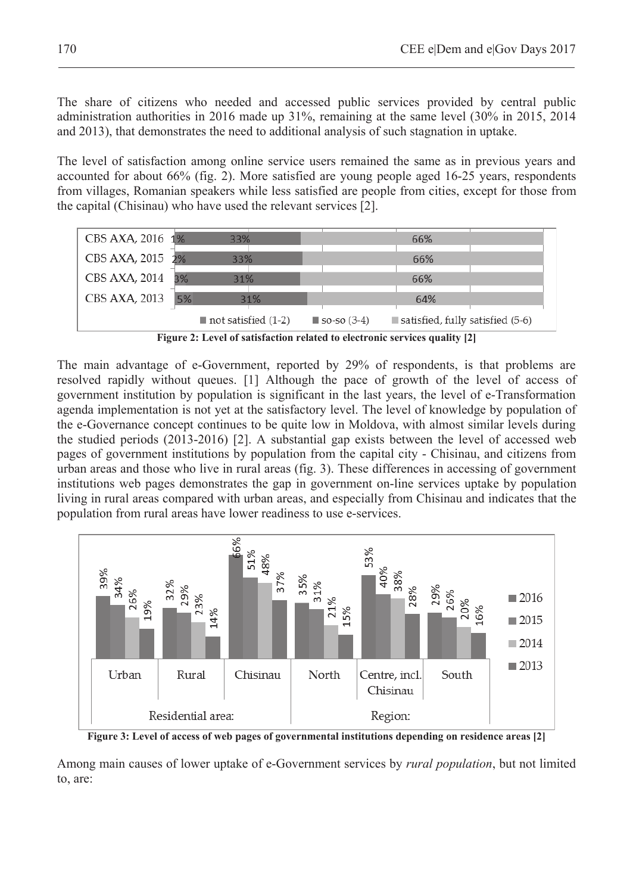The share of citizens who needed and accessed public services provided by central public administration authorities in 2016 made up 31%, remaining at the same level (30% in 2015, 2014 and 2013), that demonstrates the need to additional analysis of such stagnation in uptake.

The level of satisfaction among online service users remained the same as in previous years and accounted for about 66% (fig. 2). More satisfied are young people aged 16-25 years, respondents from villages, Romanian speakers while less satisfied are people from cities, except for those from the capital (Chisinau) who have used the relevant services [2].

| | not satisfied (1-2) | so-so (3-4) | satisfied, fully satisfied (5-6) |
|---|---|---|---|
| CBS AXA, 2016 | 1% | 33% | 66% |
| CBS AXA, 2015 | 2% | 33% | 66% |
| CBS AXA, 2014 | 3% | 31% | 66% |
| CBS AXA, 2013 | 5% | 31% | 64% |

**Figure 2: Level of satisfaction related to electronic services quality [2]**

The main advantage of e-Government, reported by 29% of respondents, is that problems are resolved rapidly without queues. [1] Although the pace of growth of the level of access of government institution by population is significant in the last years, the level of e-Transformation agenda implementation is not yet at the satisfactory level. The level of knowledge by population of the e-Governance concept continues to be quite low in Moldova, with almost similar levels during the studied periods (2013-2016) [2]. A substantial gap exists between the level of accessed web pages of government institutions by population from the capital city - Chisinau, and citizens from urban areas and those who live in rural areas (fig. 3). These differences in accessing of government institutions web pages demonstrates the gap in government on-line services uptake by population living in rural areas compared with urban areas, and especially from Chisinau and indicates that the population from rural areas have lower readiness to use e-services.

| | Residential area: | | | Region: | | |
|---|---|---|---|---|---|---|
| | Urban | Rural | Chisinau | North | Centre, incl. Chisinau | South |
| 2016 | 39% | 32% | 66% | 35% | 53% | 29% |
| 2015 | 34% | 29% | 51% | 31% | 40% | 26% |
| 2014 | 26% | 23% | 48% | 21% | 38% | 20% |
| 2013 | 19% | 14% | 37% | 15% | 28% | 16% |

**Figure 3: Level of access of web pages of governmental institutions depending on residence areas [2]**

Among main causes of lower uptake of e-Government services by *rural population*, but not limited to, are: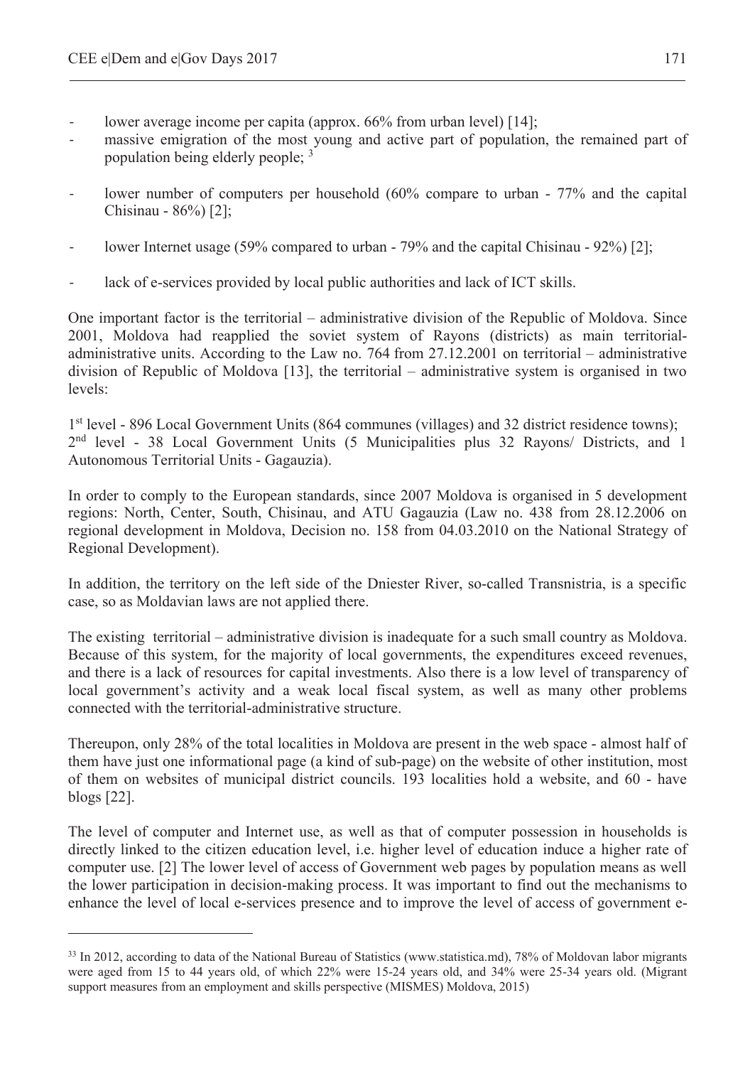- lower average income per capita (approx. 66% from urban level) [14];
- massive emigration of the most young and active part of population, the remained part of population being elderly people; [3]
- lower number of computers per household (60% compare to urban - 77% and the capital Chisinau - 86%) [2];
- lower Internet usage (59% compared to urban - 79% and the capital Chisinau - 92%) [2];
- lack of e-services provided by local public authorities and lack of ICT skills.

One important factor is the territorial – administrative division of the Republic of Moldova. Since 2001, Moldova had reapplied the soviet system of Rayons (districts) as main territorial-administrative units. According to the Law no. 764 from 27.12.2001 on territorial – administrative division of Republic of Moldova [13], the territorial – administrative system is organised in two levels:

1st level - 896 Local Government Units (864 communes (villages) and 32 district residence towns);
2nd level - 38 Local Government Units (5 Municipalities plus 32 Rayons/ Districts, and 1 Autonomous Territorial Units - Gagauzia).

In order to comply to the European standards, since 2007 Moldova is organised in 5 development regions: North, Center, South, Chisinau, and ATU Gagauzia (Law no. 438 from 28.12.2006 on regional development in Moldova, Decision no. 158 from 04.03.2010 on the National Strategy of Regional Development).

In addition, the territory on the left side of the Dniester River, so-called Transnistria, is a specific case, so as Moldavian laws are not applied there.

The existing territorial – administrative division is inadequate for a such small country as Moldova. Because of this system, for the majority of local governments, the expenditures exceed revenues, and there is a lack of resources for capital investments. Also there is a low level of transparency of local government's activity and a weak local fiscal system, as well as many other problems connected with the territorial-administrative structure.

Thereupon, only 28% of the total localities in Moldova are present in the web space - almost half of them have just one informational page (a kind of sub-page) on the website of other institution, most of them on websites of municipal district councils. 193 localities hold a website, and 60 - have blogs [22].

The level of computer and Internet use, as well as that of computer possession in households is directly linked to the citizen education level, i.e. higher level of education induce a higher rate of computer use. [2] The lower level of access of Government web pages by population means as well the lower participation in decision-making process. It was important to find out the mechanisms to enhance the level of local e-services presence and to improve the level of access of government e-

---

[33] In 2012, according to data of the National Bureau of Statistics (www.statistica.md), 78% of Moldovan labor migrants were aged from 15 to 44 years old, of which 22% were 15-24 years old, and 34% were 25-34 years old. (Migrant support measures from an employment and skills perspective (MISMES) Moldova, 2015)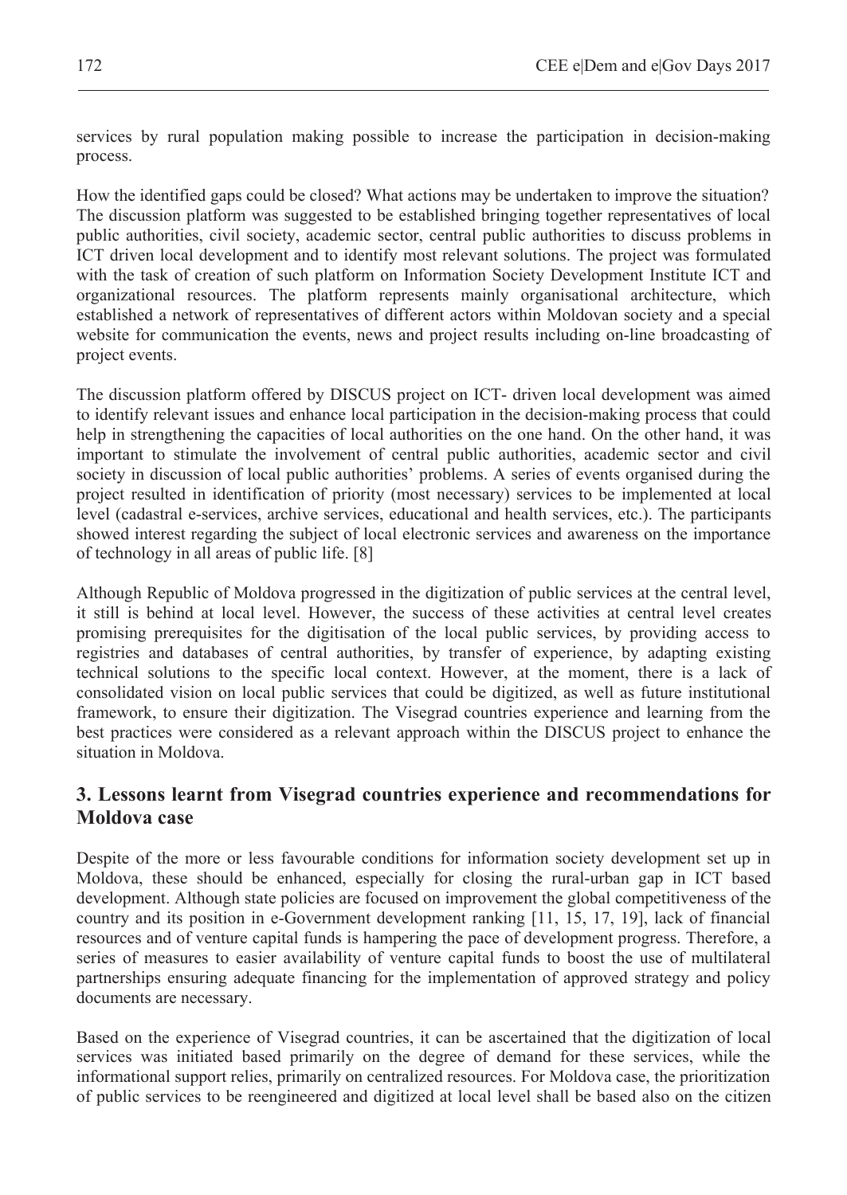services by rural population making possible to increase the participation in decision-making process.

How the identified gaps could be closed? What actions may be undertaken to improve the situation? The discussion platform was suggested to be established bringing together representatives of local public authorities, civil society, academic sector, central public authorities to discuss problems in ICT driven local development and to identify most relevant solutions. The project was formulated with the task of creation of such platform on Information Society Development Institute ICT and organizational resources. The platform represents mainly organisational architecture, which established a network of representatives of different actors within Moldovan society and a special website for communication the events, news and project results including on-line broadcasting of project events.

The discussion platform offered by DISCUS project on ICT- driven local development was aimed to identify relevant issues and enhance local participation in the decision-making process that could help in strengthening the capacities of local authorities on the one hand. On the other hand, it was important to stimulate the involvement of central public authorities, academic sector and civil society in discussion of local public authorities' problems. A series of events organised during the project resulted in identification of priority (most necessary) services to be implemented at local level (cadastral e-services, archive services, educational and health services, etc.). The participants showed interest regarding the subject of local electronic services and awareness on the importance of technology in all areas of public life. [8]

Although Republic of Moldova progressed in the digitization of public services at the central level, it still is behind at local level. However, the success of these activities at central level creates promising prerequisites for the digitisation of the local public services, by providing access to registries and databases of central authorities, by transfer of experience, by adapting existing technical solutions to the specific local context. However, at the moment, there is a lack of consolidated vision on local public services that could be digitized, as well as future institutional framework, to ensure their digitization. The Visegrad countries experience and learning from the best practices were considered as a relevant approach within the DISCUS project to enhance the situation in Moldova.

## 3. Lessons learnt from Visegrad countries experience and recommendations for Moldova case

Despite of the more or less favourable conditions for information society development set up in Moldova, these should be enhanced, especially for closing the rural-urban gap in ICT based development. Although state policies are focused on improvement the global competitiveness of the country and its position in e-Government development ranking [11, 15, 17, 19], lack of financial resources and of venture capital funds is hampering the pace of development progress. Therefore, a series of measures to easier availability of venture capital funds to boost the use of multilateral partnerships ensuring adequate financing for the implementation of approved strategy and policy documents are necessary.

Based on the experience of Visegrad countries, it can be ascertained that the digitization of local services was initiated based primarily on the degree of demand for these services, while the informational support relies, primarily on centralized resources. For Moldova case, the prioritization of public services to be reengineered and digitized at local level shall be based also on the citizen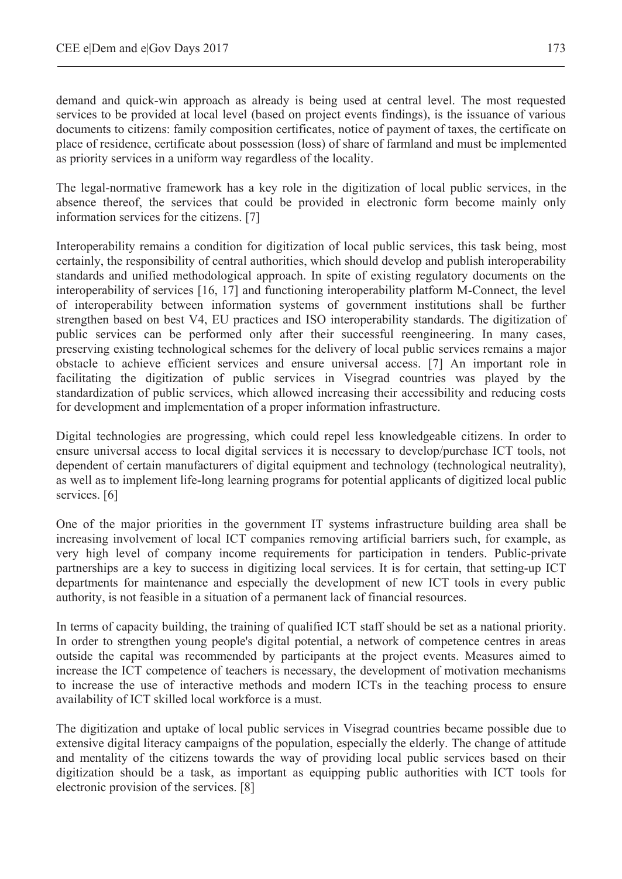demand and quick-win approach as already is being used at central level. The most requested services to be provided at local level (based on project events findings), is the issuance of various documents to citizens: family composition certificates, notice of payment of taxes, the certificate on place of residence, certificate about possession (loss) of share of farmland and must be implemented as priority services in a uniform way regardless of the locality.

The legal-normative framework has a key role in the digitization of local public services, in the absence thereof, the services that could be provided in electronic form become mainly only information services for the citizens. [7]

Interoperability remains a condition for digitization of local public services, this task being, most certainly, the responsibility of central authorities, which should develop and publish interoperability standards and unified methodological approach. In spite of existing regulatory documents on the interoperability of services [16, 17] and functioning interoperability platform M-Connect, the level of interoperability between information systems of government institutions shall be further strengthen based on best V4, EU practices and ISO interoperability standards. The digitization of public services can be performed only after their successful reengineering. In many cases, preserving existing technological schemes for the delivery of local public services remains a major obstacle to achieve efficient services and ensure universal access. [7] An important role in facilitating the digitization of public services in Visegrad countries was played by the standardization of public services, which allowed increasing their accessibility and reducing costs for development and implementation of a proper information infrastructure.

Digital technologies are progressing, which could repel less knowledgeable citizens. In order to ensure universal access to local digital services it is necessary to develop/purchase ICT tools, not dependent of certain manufacturers of digital equipment and technology (technological neutrality), as well as to implement life-long learning programs for potential applicants of digitized local public services. [6]

One of the major priorities in the government IT systems infrastructure building area shall be increasing involvement of local ICT companies removing artificial barriers such, for example, as very high level of company income requirements for participation in tenders. Public-private partnerships are a key to success in digitizing local services. It is for certain, that setting-up ICT departments for maintenance and especially the development of new ICT tools in every public authority, is not feasible in a situation of a permanent lack of financial resources.

In terms of capacity building, the training of qualified ICT staff should be set as a national priority. In order to strengthen young people's digital potential, a network of competence centres in areas outside the capital was recommended by participants at the project events. Measures aimed to increase the ICT competence of teachers is necessary, the development of motivation mechanisms to increase the use of interactive methods and modern ICTs in the teaching process to ensure availability of ICT skilled local workforce is a must.

The digitization and uptake of local public services in Visegrad countries became possible due to extensive digital literacy campaigns of the population, especially the elderly. The change of attitude and mentality of the citizens towards the way of providing local public services based on their digitization should be a task, as important as equipping public authorities with ICT tools for electronic provision of the services. [8]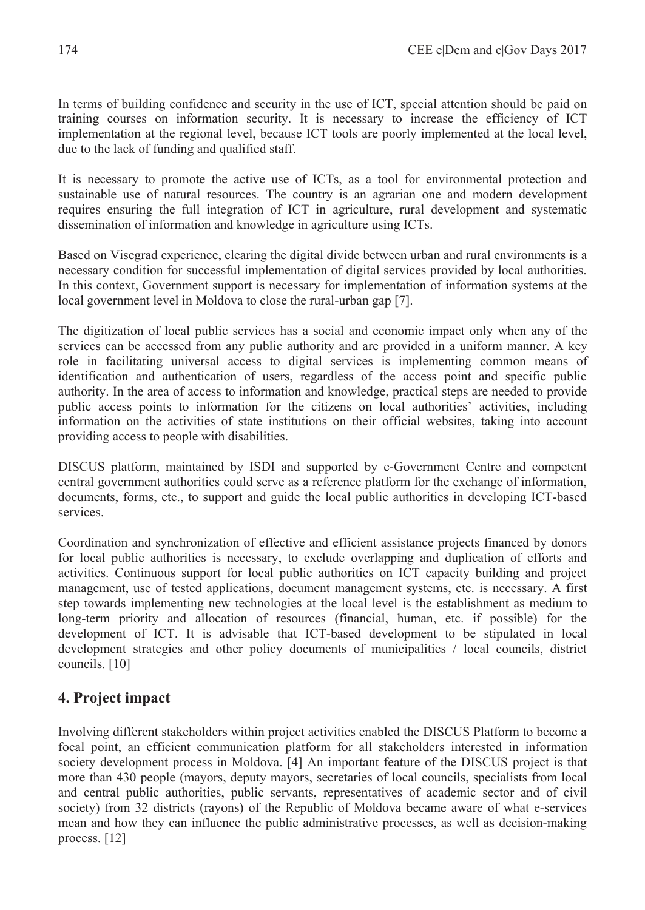In terms of building confidence and security in the use of ICT, special attention should be paid on training courses on information security. It is necessary to increase the efficiency of ICT implementation at the regional level, because ICT tools are poorly implemented at the local level, due to the lack of funding and qualified staff.

It is necessary to promote the active use of ICTs, as a tool for environmental protection and sustainable use of natural resources. The country is an agrarian one and modern development requires ensuring the full integration of ICT in agriculture, rural development and systematic dissemination of information and knowledge in agriculture using ICTs.

Based on Visegrad experience, clearing the digital divide between urban and rural environments is a necessary condition for successful implementation of digital services provided by local authorities. In this context, Government support is necessary for implementation of information systems at the local government level in Moldova to close the rural-urban gap [7].

The digitization of local public services has a social and economic impact only when any of the services can be accessed from any public authority and are provided in a uniform manner. A key role in facilitating universal access to digital services is implementing common means of identification and authentication of users, regardless of the access point and specific public authority. In the area of access to information and knowledge, practical steps are needed to provide public access points to information for the citizens on local authorities' activities, including information on the activities of state institutions on their official websites, taking into account providing access to people with disabilities.

DISCUS platform, maintained by ISDI and supported by e-Government Centre and competent central government authorities could serve as a reference platform for the exchange of information, documents, forms, etc., to support and guide the local public authorities in developing ICT-based services.

Coordination and synchronization of effective and efficient assistance projects financed by donors for local public authorities is necessary, to exclude overlapping and duplication of efforts and activities. Continuous support for local public authorities on ICT capacity building and project management, use of tested applications, document management systems, etc. is necessary. A first step towards implementing new technologies at the local level is the establishment as medium to long-term priority and allocation of resources (financial, human, etc. if possible) for the development of ICT. It is advisable that ICT-based development to be stipulated in local development strategies and other policy documents of municipalities / local councils, district councils. [10]

## 4. Project impact

Involving different stakeholders within project activities enabled the DISCUS Platform to become a focal point, an efficient communication platform for all stakeholders interested in information society development process in Moldova. [4] An important feature of the DISCUS project is that more than 430 people (mayors, deputy mayors, secretaries of local councils, specialists from local and central public authorities, public servants, representatives of academic sector and of civil society) from 32 districts (rayons) of the Republic of Moldova became aware of what e-services mean and how they can influence the public administrative processes, as well as decision-making process. [12]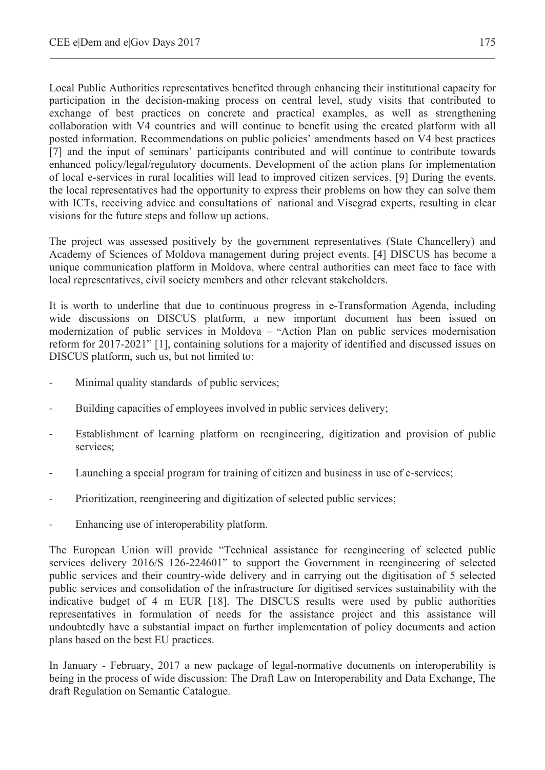Local Public Authorities representatives benefited through enhancing their institutional capacity for participation in the decision-making process on central level, study visits that contributed to exchange of best practices on concrete and practical examples, as well as strengthening collaboration with V4 countries and will continue to benefit using the created platform with all posted information. Recommendations on public policies' amendments based on V4 best practices [7] and the input of seminars' participants contributed and will continue to contribute towards enhanced policy/legal/regulatory documents. Development of the action plans for implementation of local e-services in rural localities will lead to improved citizen services. [9] During the events, the local representatives had the opportunity to express their problems on how they can solve them with ICTs, receiving advice and consultations of national and Visegrad experts, resulting in clear visions for the future steps and follow up actions.

The project was assessed positively by the government representatives (State Chancellery) and Academy of Sciences of Moldova management during project events. [4] DISCUS has become a unique communication platform in Moldova, where central authorities can meet face to face with local representatives, civil society members and other relevant stakeholders.

It is worth to underline that due to continuous progress in e-Transformation Agenda, including wide discussions on DISCUS platform, a new important document has been issued on modernization of public services in Moldova – "Action Plan on public services modernisation reform for 2017-2021" [1], containing solutions for a majority of identified and discussed issues on DISCUS platform, such us, but not limited to:

- Minimal quality standards of public services;
- Building capacities of employees involved in public services delivery;
- Establishment of learning platform on reengineering, digitization and provision of public services;
- Launching a special program for training of citizen and business in use of e-services;
- Prioritization, reengineering and digitization of selected public services;
- Enhancing use of interoperability platform.

The European Union will provide "Technical assistance for reengineering of selected public services delivery 2016/S 126-224601" to support the Government in reengineering of selected public services and their country-wide delivery and in carrying out the digitisation of 5 selected public services and consolidation of the infrastructure for digitised services sustainability with the indicative budget of 4 m EUR [18]. The DISCUS results were used by public authorities representatives in formulation of needs for the assistance project and this assistance will undoubtedly have a substantial impact on further implementation of policy documents and action plans based on the best EU practices.

In January - February, 2017 a new package of legal-normative documents on interoperability is being in the process of wide discussion: The Draft Law on Interoperability and Data Exchange, The draft Regulation on Semantic Catalogue.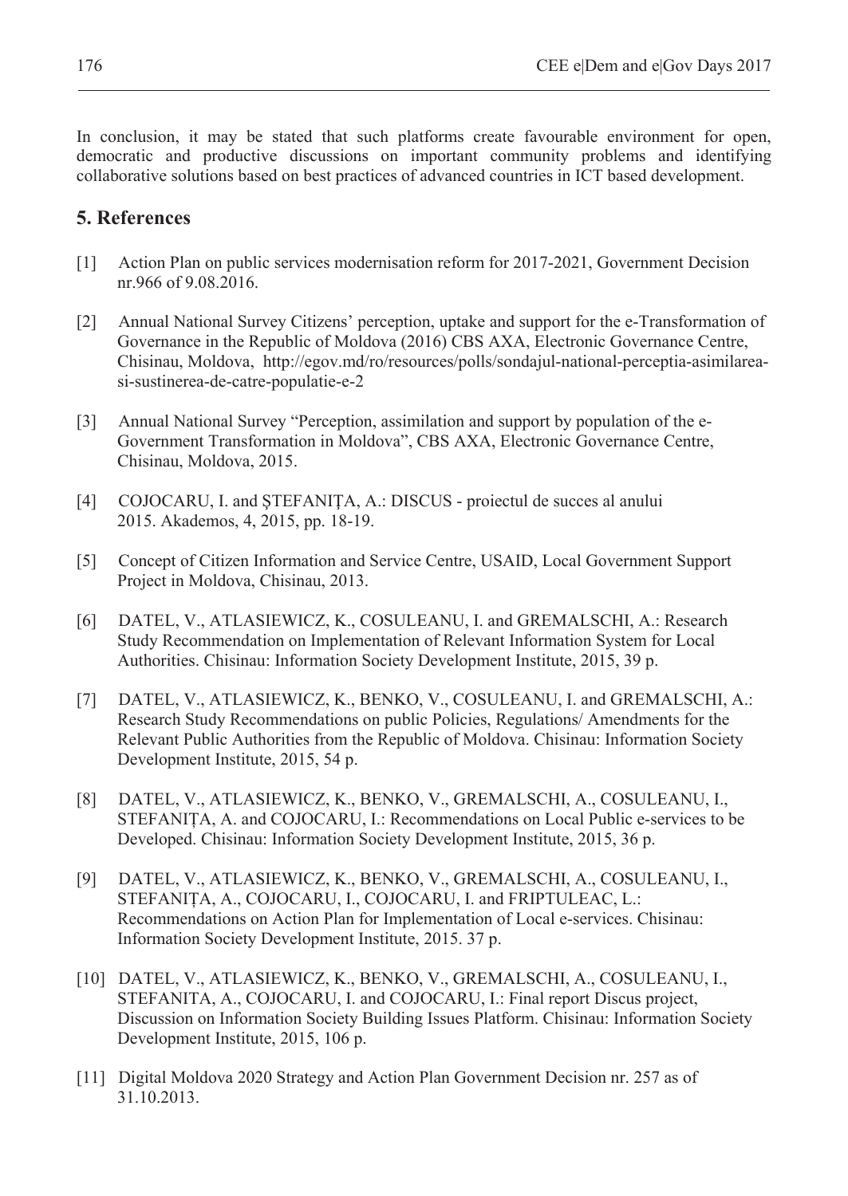In conclusion, it may be stated that such platforms create favourable environment for open, democratic and productive discussions on important community problems and identifying collaborative solutions based on best practices of advanced countries in ICT based development.

## 5. References

[1] Action Plan on public services modernisation reform for 2017-2021, Government Decision nr.966 of 9.08.2016.

[2] Annual National Survey Citizens' perception, uptake and support for the e-Transformation of Governance in the Republic of Moldova (2016) CBS AXA, Electronic Governance Centre, Chisinau, Moldova, http://egov.md/ro/resources/polls/sondajul-national-perceptia-asimilarea-si-sustinerea-de-catre-populatie-e-2

[3] Annual National Survey "Perception, assimilation and support by population of the e-Government Transformation in Moldova", CBS AXA, Electronic Governance Centre, Chisinau, Moldova, 2015.

[4] COJOCARU, I. and ŞTEFANIŢA, A.: DISCUS - proiectul de succes al anului 2015. Akademos, 4, 2015, pp. 18-19.

[5] Concept of Citizen Information and Service Centre, USAID, Local Government Support Project in Moldova, Chisinau, 2013.

[6] DATEL, V., ATLASIEWICZ, K., COSULEANU, I. and GREMALSCHI, A.: Research Study Recommendation on Implementation of Relevant Information System for Local Authorities. Chisinau: Information Society Development Institute, 2015, 39 p.

[7] DATEL, V., ATLASIEWICZ, K., BENKO, V., COSULEANU, I. and GREMALSCHI, A.: Research Study Recommendations on public Policies, Regulations/ Amendments for the Relevant Public Authorities from the Republic of Moldova. Chisinau: Information Society Development Institute, 2015, 54 p.

[8] DATEL, V., ATLASIEWICZ, K., BENKO, V., GREMALSCHI, A., COSULEANU, I., STEFANIȚA, A. and COJOCARU, I.: Recommendations on Local Public e-services to be Developed. Chisinau: Information Society Development Institute, 2015, 36 p.

[9] DATEL, V., ATLASIEWICZ, K., BENKO, V., GREMALSCHI, A., COSULEANU, I., STEFANIȚA, A., COJOCARU, I., COJOCARU, I. and FRIPTULEAC, L.: Recommendations on Action Plan for Implementation of Local e-services. Chisinau: Information Society Development Institute, 2015. 37 p.

[10] DATEL, V., ATLASIEWICZ, K., BENKO, V., GREMALSCHI, A., COSULEANU, I., STEFANITA, A., COJOCARU, I. and COJOCARU, I.: Final report Discus project, Discussion on Information Society Building Issues Platform. Chisinau: Information Society Development Institute, 2015, 106 p.

[11] Digital Moldova 2020 Strategy and Action Plan Government Decision nr. 257 as of 31.10.2013.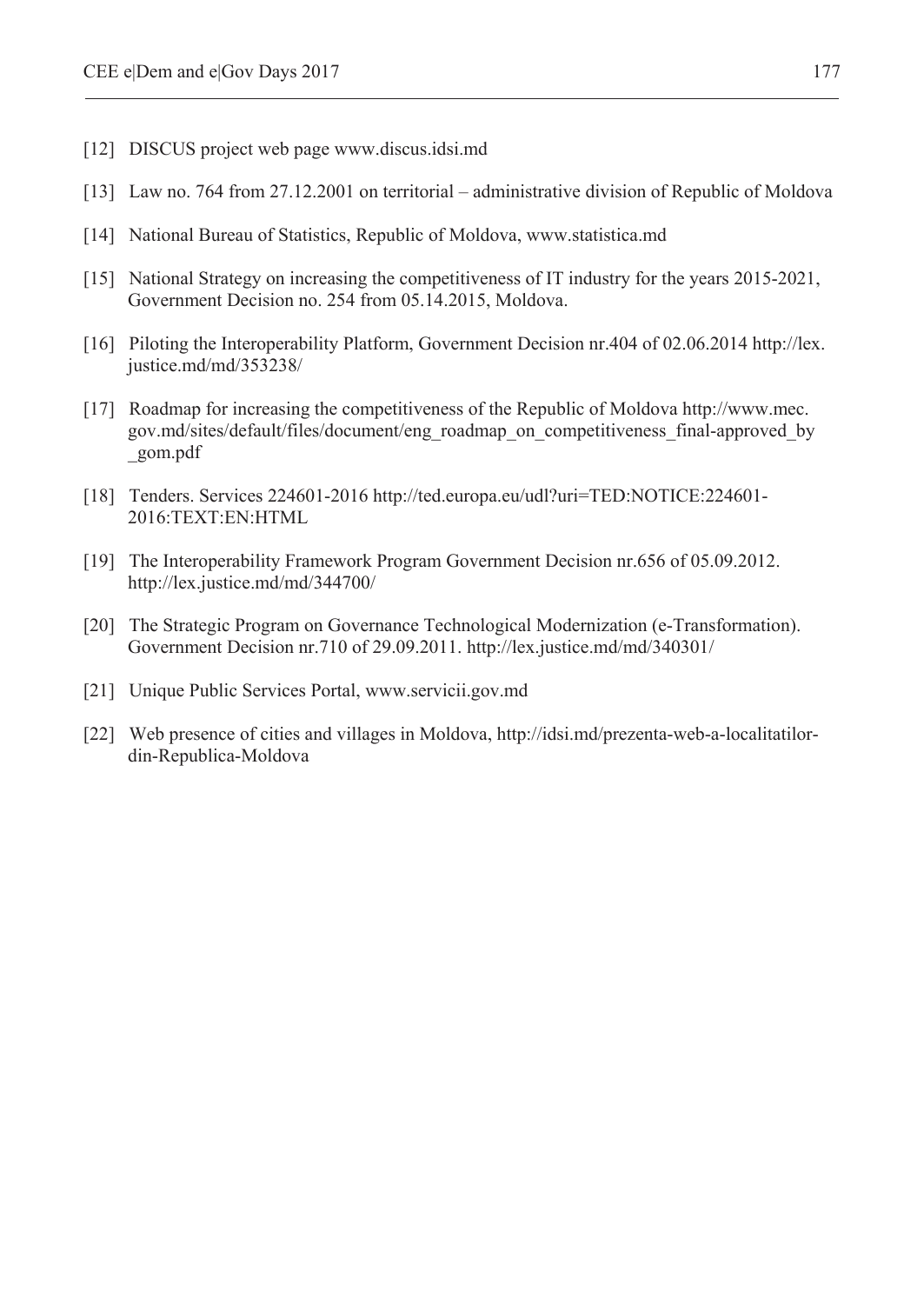[12] DISCUS project web page www.discus.idsi.md

[13] Law no. 764 from 27.12.2001 on territorial – administrative division of Republic of Moldova

[14] National Bureau of Statistics, Republic of Moldova, www.statistica.md

[15] National Strategy on increasing the competitiveness of IT industry for the years 2015-2021, Government Decision no. 254 from 05.14.2015, Moldova.

[16] Piloting the Interoperability Platform, Government Decision nr.404 of 02.06.2014 http://lex.justice.md/md/353238/

[17] Roadmap for increasing the competitiveness of the Republic of Moldova http://www.mec.gov.md/sites/default/files/document/eng_roadmap_on_competitiveness_final-approved_by_gom.pdf

[18] Tenders. Services 224601-2016 http://ted.europa.eu/udl?uri=TED:NOTICE:224601-2016:TEXT:EN:HTML

[19] The Interoperability Framework Program Government Decision nr.656 of 05.09.2012. http://lex.justice.md/md/344700/

[20] The Strategic Program on Governance Technological Modernization (e-Transformation). Government Decision nr.710 of 29.09.2011. http://lex.justice.md/md/340301/

[21] Unique Public Services Portal, www.servicii.gov.md

[22] Web presence of cities and villages in Moldova, http://idsi.md/prezenta-web-a-localitatilor-din-Republica-Moldova